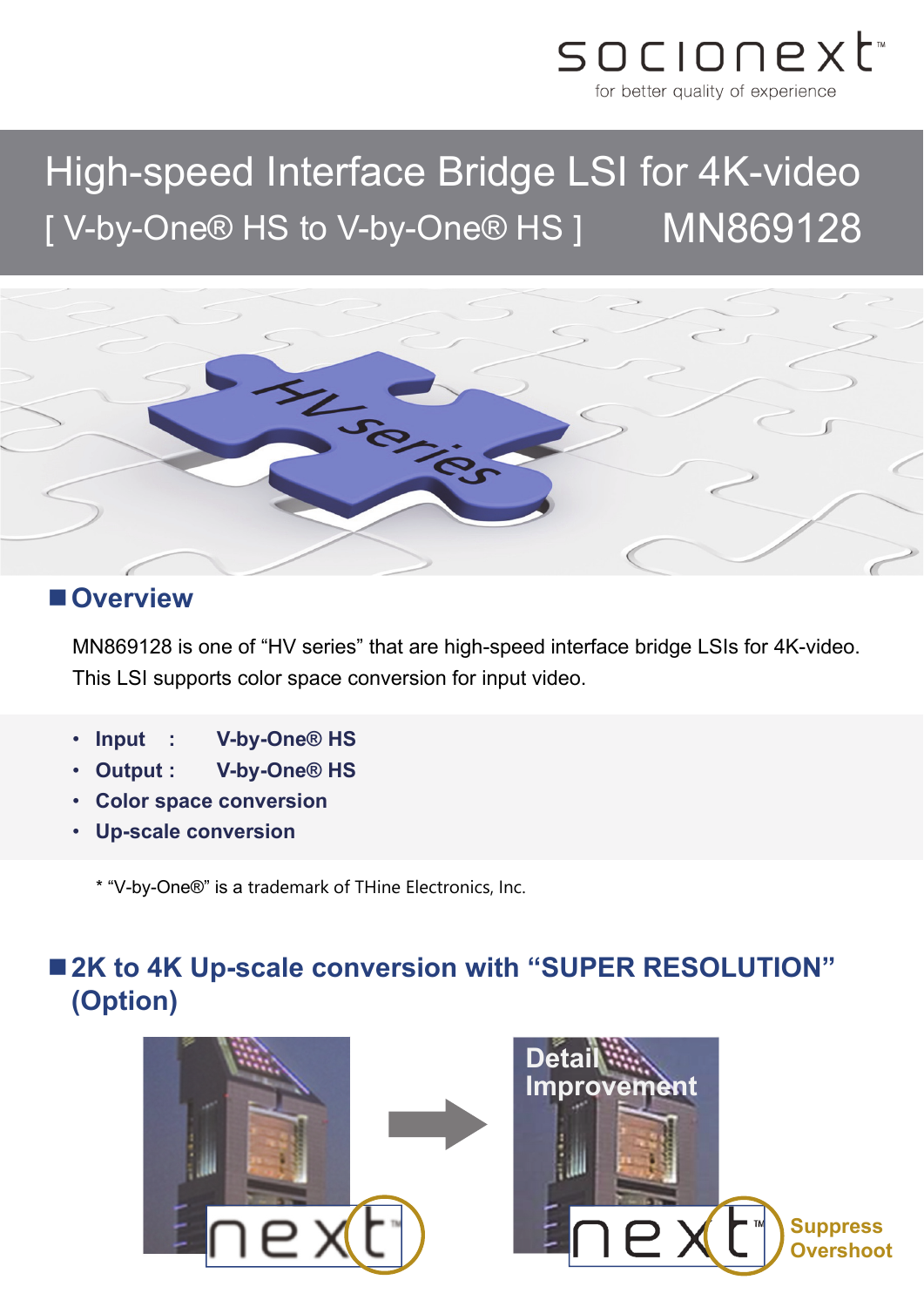socionext

for better quality of experience

# High-speed Interface Bridge LSI for 4K-video

## [ V-by-One® HS to V-by-One® HS ] MN869128

## Overview

MN869128 is one of “HV series” that are high-speed interface bridge LSIs for 4K-video.
This LSI supports color space conversion for input video.

- **Input : V-by-One® HS**
- **Output : V-by-One® HS**
- **Color space conversion**
- **Up-scale conversion**

* “V-by-One®” is a trademark of THine Electronics, Inc.

## 2K to 4K Up-scale conversion with “SUPER RESOLUTION” (Option)

Detail Improvement

Suppress Overshoot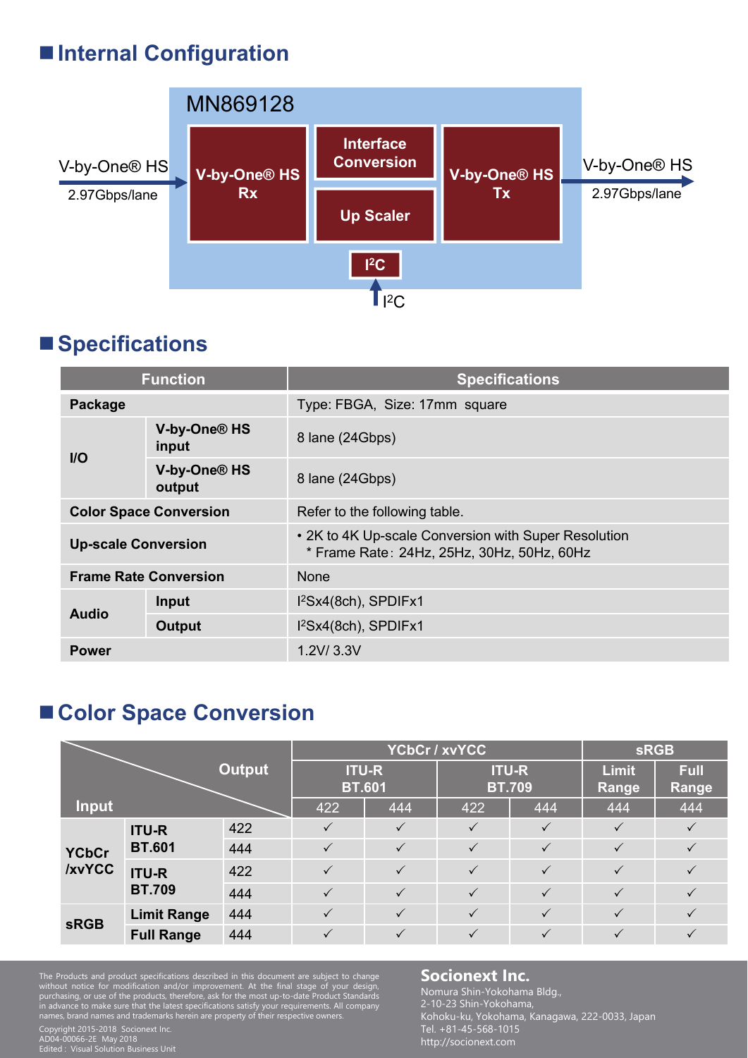## ■ Internal Configuration

MN869128

V-by-One® HS
2.97Gbps/lane

V-by-One® HS Rx

Interface Conversion

Up Scaler

V-by-One® HS Tx

V-by-One® HS
2.97Gbps/lane

I²C

I²C

## ■ Specifications

| Function | | Specifications |
|---|---|---|
| Package | | Type: FBGA, Size: 17mm square |
| I/O | V-by-One® HS input | 8 lane (24Gbps) |
| | V-by-One® HS output | 8 lane (24Gbps) |
| Color Space Conversion | | Refer to the following table. |
| Up-scale Conversion | | • 2K to 4K Up-scale Conversion with Super Resolution<br>* Frame Rate : 24Hz, 25Hz, 30Hz, 50Hz, 60Hz |
| Frame Rate Conversion | | None |
| Audio | Input | I²Sx4(8ch), SPDIFx1 |
| | Output | I²Sx4(8ch), SPDIFx1 |
| Power | | 1.2V/ 3.3V |

## ■ Color Space Conversion

| Input \ Output | | | YCbCr / xvYCC | | | | sRGB | |
|---|---|---|---|---|---|---|---|---|
| | | | ITU-R BT.601 | | ITU-R BT.709 | | Limit Range | Full Range |
| | | | 422 | 444 | 422 | 444 | 444 | 444 |
| YCbCr /xvYCC | ITU-R BT.601 | 422 | ✓ | ✓ | ✓ | ✓ | ✓ | ✓ |
| | | 444 | ✓ | ✓ | ✓ | ✓ | ✓ | ✓ |
| | ITU-R BT.709 | 422 | ✓ | ✓ | ✓ | ✓ | ✓ | ✓ |
| | | 444 | ✓ | ✓ | ✓ | ✓ | ✓ | ✓ |
| sRGB | Limit Range | 444 | ✓ | ✓ | ✓ | ✓ | ✓ | ✓ |
| | Full Range | 444 | ✓ | ✓ | ✓ | ✓ | ✓ | ✓ |

The Products and product specifications described in this document are subject to change without notice for modification and/or improvement. At the final stage of your design, purchasing, or use of the products, therefore, ask for the most up-to-date Product Standards in advance to make sure that the latest specifications satisfy your requirements. All company names, brand names and trademarks herein are property of their respective owners.

Copyright 2015-2018 Socionext Inc.
AD04-00066-2E May 2018
Edited : Visual Solution Business Unit

**Socionext Inc.**
Nomura Shin-Yokohama Bldg.,
2-10-23 Shin-Yokohama,
Kohoku-ku, Yokohama, Kanagawa, 222-0033, Japan
Tel. +81-45-568-1015
http://socionext.com